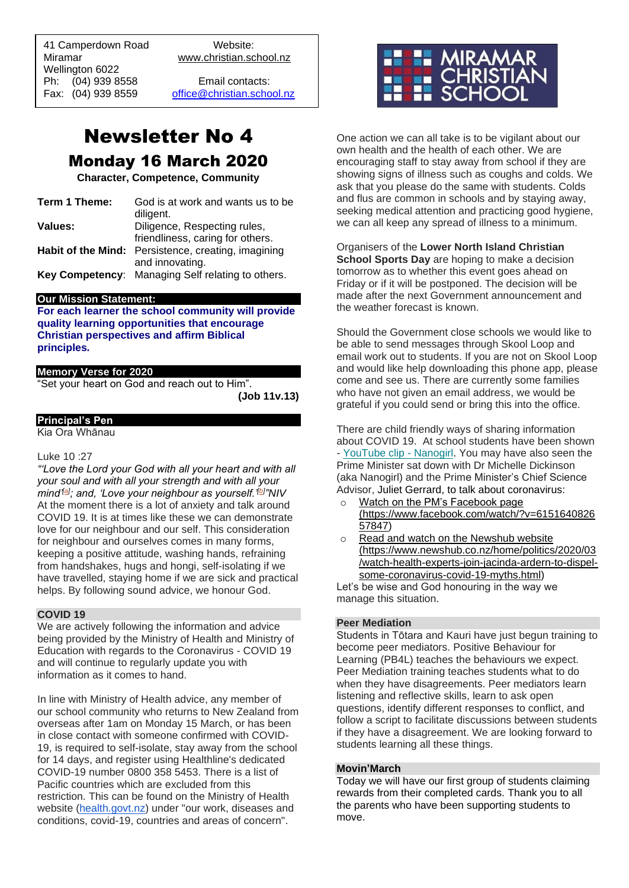41 Camperdown Road
Miramar
Wellington 6022
Ph: (04) 939 8558
Fax: (04) 939 8559

Website:
www.christian.school.nz

Email contacts:
office@christian.school.nz

MIRAMAR CHRISTIAN SCHOOL

# Newsletter No 4

## Monday 16 March 2020

**Character, Competence, Community**

| | |
|---|---|
| **Term 1 Theme:** | God is at work and wants us to be diligent. |
| **Values:** | Diligence, Respecting rules, friendliness, caring for others. |
| **Habit of the Mind:** | Persistence, creating, imagining and innovating. |
| **Key Competency**: | Managing Self relating to others. |

### Our Mission Statement:

**For each learner the school community will provide quality learning opportunities that encourage Christian perspectives and affirm Biblical principles.**

### Memory Verse for 2020

"Set your heart on God and reach out to Him".
**(Job 11v.13)**

### Principal's Pen

Kia Ora Whānau

Luke 10 :27
*"'Love the Lord your God with all your heart and with all your soul and with all your strength and with all your mind'[a]; and, 'Love your neighbour as yourself.'[b]"NIV*
At the moment there is a lot of anxiety and talk around COVID 19. It is at times like these we can demonstrate love for our neighbour and our self. This consideration for neighbour and ourselves comes in many forms, keeping a positive attitude, washing hands, refraining from handshakes, hugs and hongi, self-isolating if we have travelled, staying home if we are sick and practical helps. By following sound advice, we honour God.

### COVID 19

We are actively following the information and advice being provided by the Ministry of Health and Ministry of Education with regards to the Coronavirus - COVID 19 and will continue to regularly update you with information as it comes to hand.

In line with Ministry of Health advice, any member of our school community who returns to New Zealand from overseas after 1am on Monday 15 March, or has been in close contact with someone confirmed with COVID-19, is required to self-isolate, stay away from the school for 14 days, and register using Healthline's dedicated COVID-19 number 0800 358 5453. There is a list of Pacific countries which are excluded from this restriction. This can be found on the Ministry of Health website (health.govt.nz) under "our work, diseases and conditions, covid-19, countries and areas of concern".

One action we can all take is to be vigilant about our own health and the health of each other. We are encouraging staff to stay away from school if they are showing signs of illness such as coughs and colds. We ask that you please do the same with students. Colds and flus are common in schools and by staying away, seeking medical attention and practicing good hygiene, we can all keep any spread of illness to a minimum.

Organisers of the **Lower North Island Christian School Sports Day** are hoping to make a decision tomorrow as to whether this event goes ahead on Friday or if it will be postponed. The decision will be made after the next Government announcement and the weather forecast is known.

Should the Government close schools we would like to be able to send messages through Skool Loop and email work out to students. If you are not on Skool Loop and would like help downloading this phone app, please come and see us. There are currently some families who have not given an email address, we would be grateful if you could send or bring this into the office.

There are child friendly ways of sharing information about COVID 19. At school students have been shown - YouTube clip - Nanogirl. You may have also seen the Prime Minister sat down with Dr Michelle Dickinson (aka Nanogirl) and the Prime Minister's Chief Science Advisor, Juliet Gerrard, to talk about coronavirus:

- Watch on the PM's Facebook page (https://www.facebook.com/watch/?v=615164082657847)
- Read and watch on the Newshub website (https://www.newshub.co.nz/home/politics/2020/03/watch-health-experts-join-jacinda-ardern-to-dispel-some-coronavirus-covid-19-myths.html)

Let's be wise and God honouring in the way we manage this situation.

### Peer Mediation

Students in Tōtara and Kauri have just begun training to become peer mediators. Positive Behaviour for Learning (PB4L) teaches the behaviours we expect. Peer Mediation training teaches students what to do when they have disagreements. Peer mediators learn listening and reflective skills, learn to ask open questions, identify different responses to conflict, and follow a script to facilitate discussions between students if they have a disagreement. We are looking forward to students learning all these things.

### Movin'March

Today we will have our first group of students claiming rewards from their completed cards. Thank you to all the parents who have been supporting students to move.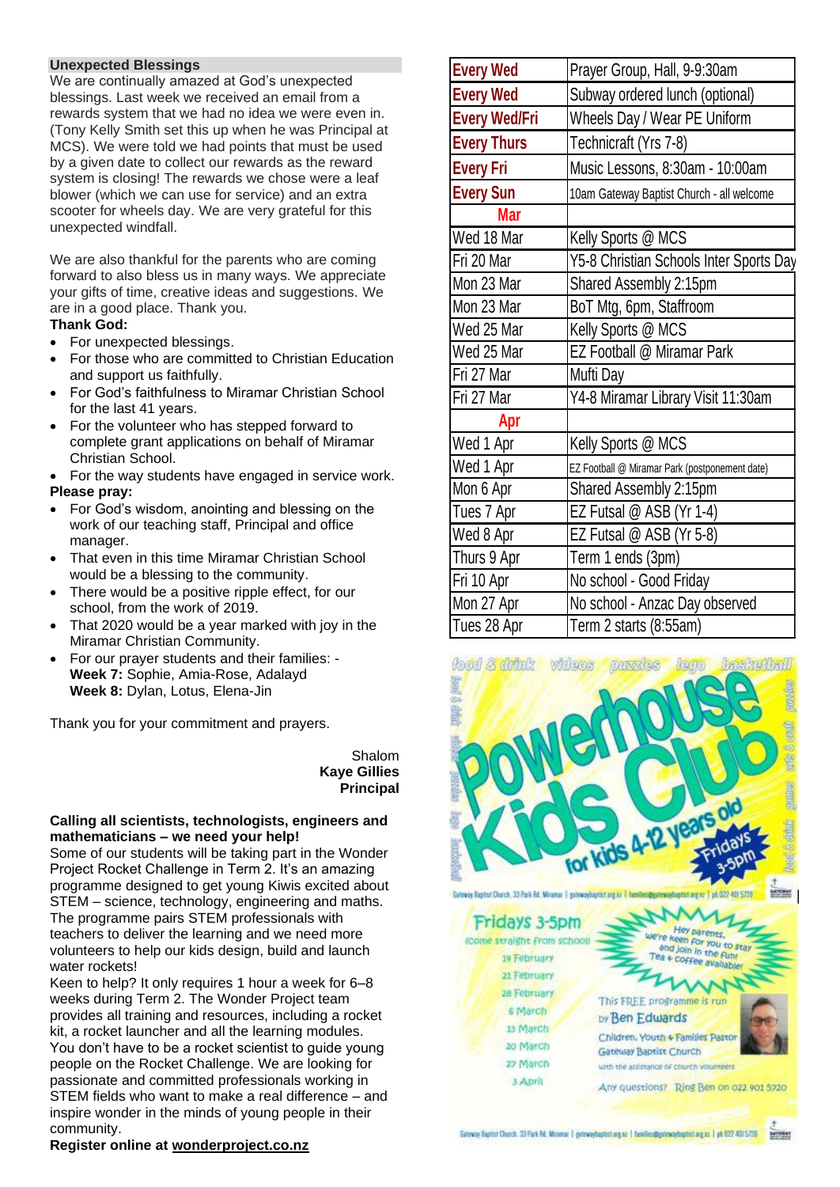## Unexpected Blessings

We are continually amazed at God's unexpected blessings. Last week we received an email from a rewards system that we had no idea we were even in. (Tony Kelly Smith set this up when he was Principal at MCS). We were told we had points that must be used by a given date to collect our rewards as the reward system is closing! The rewards we chose were a leaf blower (which we can use for service) and an extra scooter for wheels day. We are very grateful for this unexpected windfall.

We are also thankful for the parents who are coming forward to also bless us in many ways. We appreciate your gifts of time, creative ideas and suggestions. We are in a good place. Thank you.

**Thank God:**

- For unexpected blessings.
- For those who are committed to Christian Education and support us faithfully.
- For God's faithfulness to Miramar Christian School for the last 41 years.
- For the volunteer who has stepped forward to complete grant applications on behalf of Miramar Christian School.
- For the way students have engaged in service work.

**Please pray:**

- For God's wisdom, anointing and blessing on the work of our teaching staff, Principal and office manager.
- That even in this time Miramar Christian School would be a blessing to the community.
- There would be a positive ripple effect, for our school, from the work of 2019.
- That 2020 would be a year marked with joy in the Miramar Christian Community.
- For our prayer students and their families: -
  **Week 7:** Sophie, Amia-Rose, Adalayd
  **Week 8:** Dylan, Lotus, Elena-Jin

Thank you for your commitment and prayers.

Shalom
**Kaye Gillies**
**Principal**

**Calling all scientists, technologists, engineers and mathematicians – we need your help!**

Some of our students will be taking part in the Wonder Project Rocket Challenge in Term 2. It's an amazing programme designed to get young Kiwis excited about STEM – science, technology, engineering and maths. The programme pairs STEM professionals with teachers to deliver the learning and we need more volunteers to help our kids design, build and launch water rockets!

Keen to help? It only requires 1 hour a week for 6–8 weeks during Term 2. The Wonder Project team provides all training and resources, including a rocket kit, a rocket launcher and all the learning modules. You don't have to be a rocket scientist to guide young people on the Rocket Challenge. We are looking for passionate and committed professionals working in STEM fields who want to make a real difference – and inspire wonder in the minds of young people in their community.

**Register online at wonderproject.co.nz**

| | |
|---|---|
| **Every Wed** | Prayer Group, Hall, 9-9:30am |
| **Every Wed** | Subway ordered lunch (optional) |
| **Every Wed/Fri** | Wheels Day / Wear PE Uniform |
| **Every Thurs** | Technicraft (Yrs 7-8) |
| **Every Fri** | Music Lessons, 8:30am - 10:00am |
| **Every Sun** | 10am Gateway Baptist Church - all welcome |
| **Mar** | |
| Wed 18 Mar | Kelly Sports @ MCS |
| Fri 20 Mar | Y5-8 Christian Schools Inter Sports Day |
| Mon 23 Mar | Shared Assembly 2:15pm |
| Mon 23 Mar | BoT Mtg, 6pm, Staffroom |
| Wed 25 Mar | Kelly Sports @ MCS |
| Wed 25 Mar | EZ Football @ Miramar Park |
| Fri 27 Mar | Mufti Day |
| Fri 27 Mar | Y4-8 Miramar Library Visit 11:30am |
| **Apr** | |
| Wed 1 Apr | Kelly Sports @ MCS |
| Wed 1 Apr | EZ Football @ Miramar Park (postponement date) |
| Mon 6 Apr | Shared Assembly 2:15pm |
| Tues 7 Apr | EZ Futsal @ ASB (Yr 1-4) |
| Wed 8 Apr | EZ Futsal @ ASB (Yr 5-8) |
| Thurs 9 Apr | Term 1 ends (3pm) |
| Fri 10 Apr | No school - Good Friday |
| Mon 27 Apr | No school - Anzac Day observed |
| Tues 28 Apr | Term 2 starts (8:55am) |

**Powerhouse Kids Club** – for kids 4-12 years old – Fridays 3-5pm

food & drink · videos · puzzles · lego · basketball · arts & craft · games

Fridays 3-5pm (come straight from school)
19 February, 21 February, 28 February, 6 March, 13 March, 20 March, 27 March, 3 April

Hey parents, we're keen for you to stay and join in the fun! Tea + coffee available!

This FREE programme is run by Ben Edwards, Children, Youth + Families Pastor, Gateway Baptist Church, with the assistance of church volunteers.

Any questions? Ring Ben on 022 401 5720

Gateway Baptist Church, 33 Park Rd, Miramar | gatewaybaptist.org.nz | families@gatewaybaptist.org.nz | ph 022 401 5720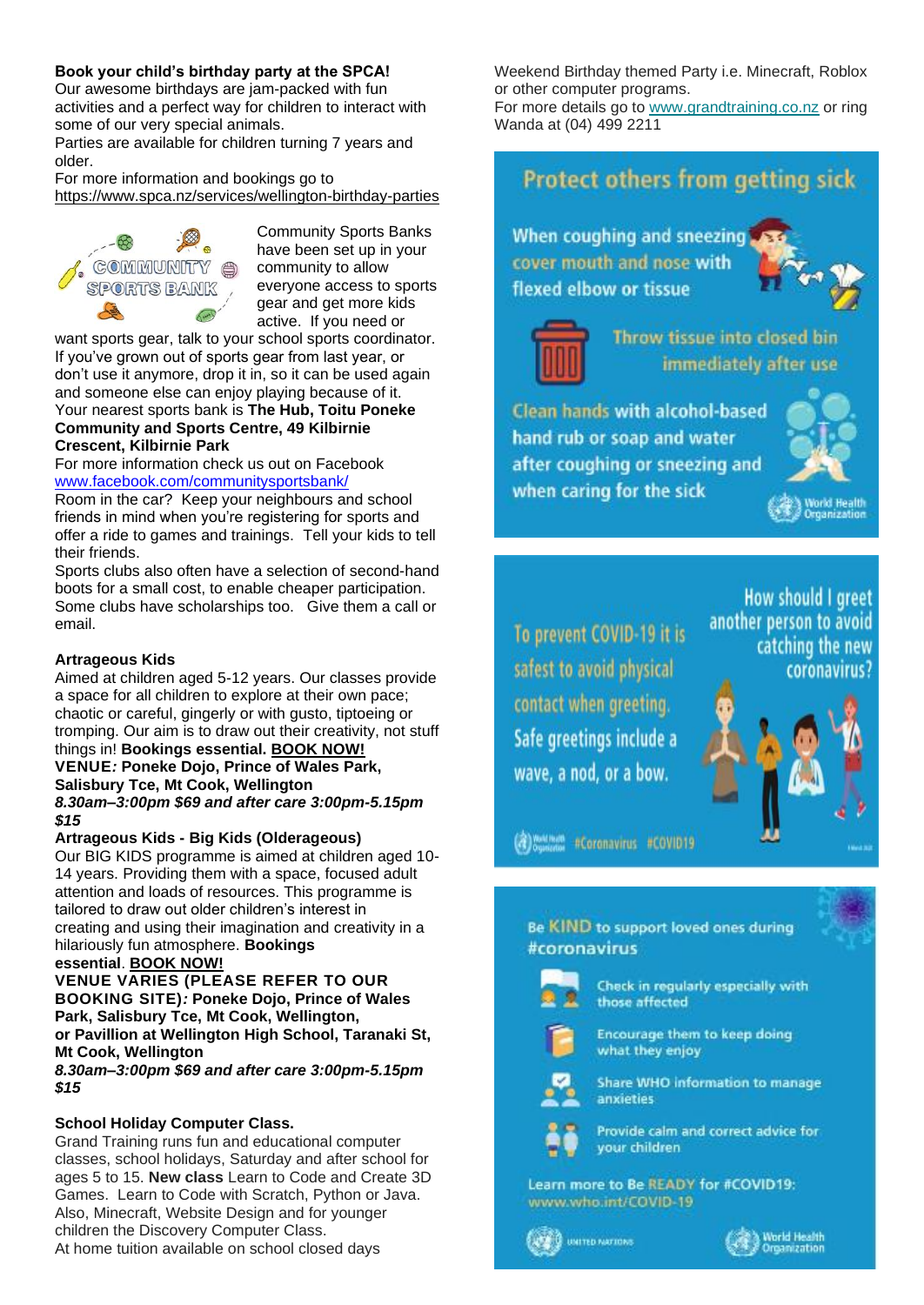**Book your child's birthday party at the SPCA!**
Our awesome birthdays are jam-packed with fun activities and a perfect way for children to interact with some of our very special animals.
Parties are available for children turning 7 years and older.
For more information and bookings go to https://www.spca.nz/services/wellington-birthday-parties

COMMUNITY SPORTS BANK

Community Sports Banks have been set up in your community to allow everyone access to sports gear and get more kids active. If you need or want sports gear, talk to your school sports coordinator. If you've grown out of sports gear from last year, or don't use it anymore, drop it in, so it can be used again and someone else can enjoy playing because of it.
Your nearest sports bank is **The Hub, Toitu Poneke Community and Sports Centre, 49 Kilbirnie Crescent, Kilbirnie Park**
For more information check us out on Facebook www.facebook.com/communitysportsbank/
Room in the car? Keep your neighbours and school friends in mind when you're registering for sports and offer a ride to games and trainings. Tell your kids to tell their friends.
Sports clubs also often have a selection of second-hand boots for a small cost, to enable cheaper participation. Some clubs have scholarships too. Give them a call or email.

**Artrageous Kids**
Aimed at children aged 5-12 years. Our classes provide a space for all children to explore at their own pace; chaotic or careful, gingerly or with gusto, tiptoeing or tromping. Our aim is to draw out their creativity, not stuff things in! **Bookings essential. BOOK NOW!**
**VENUE: Poneke Dojo, Prince of Wales Park, Salisbury Tce, Mt Cook, Wellington**
***8.30am–3:00pm $69 and after care 3:00pm-5.15pm $15***

**Artrageous Kids - Big Kids (Olderageous)**
Our BIG KIDS programme is aimed at children aged 10-14 years. Providing them with a space, focused adult attention and loads of resources. This programme is tailored to draw out older children's interest in creating and using their imagination and creativity in a hilariously fun atmosphere. **Bookings essential**. **BOOK NOW!**
**VENUE VARIES (PLEASE REFER TO OUR BOOKING SITE)*: Poneke Dojo, Prince of Wales Park, Salisbury Tce, Mt Cook, Wellington,* or Pavillion at Wellington High School, Taranaki St, Mt Cook, Wellington**
***8.30am–3:00pm $69 and after care 3:00pm-5.15pm $15***

**School Holiday Computer Class.**
Grand Training runs fun and educational computer classes, school holidays, Saturday and after school for ages 5 to 15. **New class** Learn to Code and Create 3D Games. Learn to Code with Scratch, Python or Java. Also, Minecraft, Website Design and for younger children the Discovery Computer Class.
At home tuition available on school closed days
Weekend Birthday themed Party i.e. Minecraft, Roblox or other computer programs.
For more details go to www.grandtraining.co.nz or ring Wanda at (04) 499 2211

**Protect others from getting sick**

When coughing and sneezing cover mouth and nose with flexed elbow or tissue

Throw tissue into closed bin immediately after use

Clean hands with alcohol-based hand rub or soap and water after coughing or sneezing and when caring for the sick

World Health Organization

**How should I greet another person to avoid catching the new coronavirus?**

To prevent COVID-19 it is safest to avoid physical contact when greeting. Safe greetings include a wave, a nod, or a bow.

World Health Organization #Coronavirus #COVID19

**Be KIND to support loved ones during #coronavirus**

- Check in regularly especially with those affected
- Encourage them to keep doing what they enjoy
- Share WHO information to manage anxieties
- Provide calm and correct advice for your children

Learn more to Be READY for #COVID19: www.who.int/COVID-19

United Nations | World Health Organization